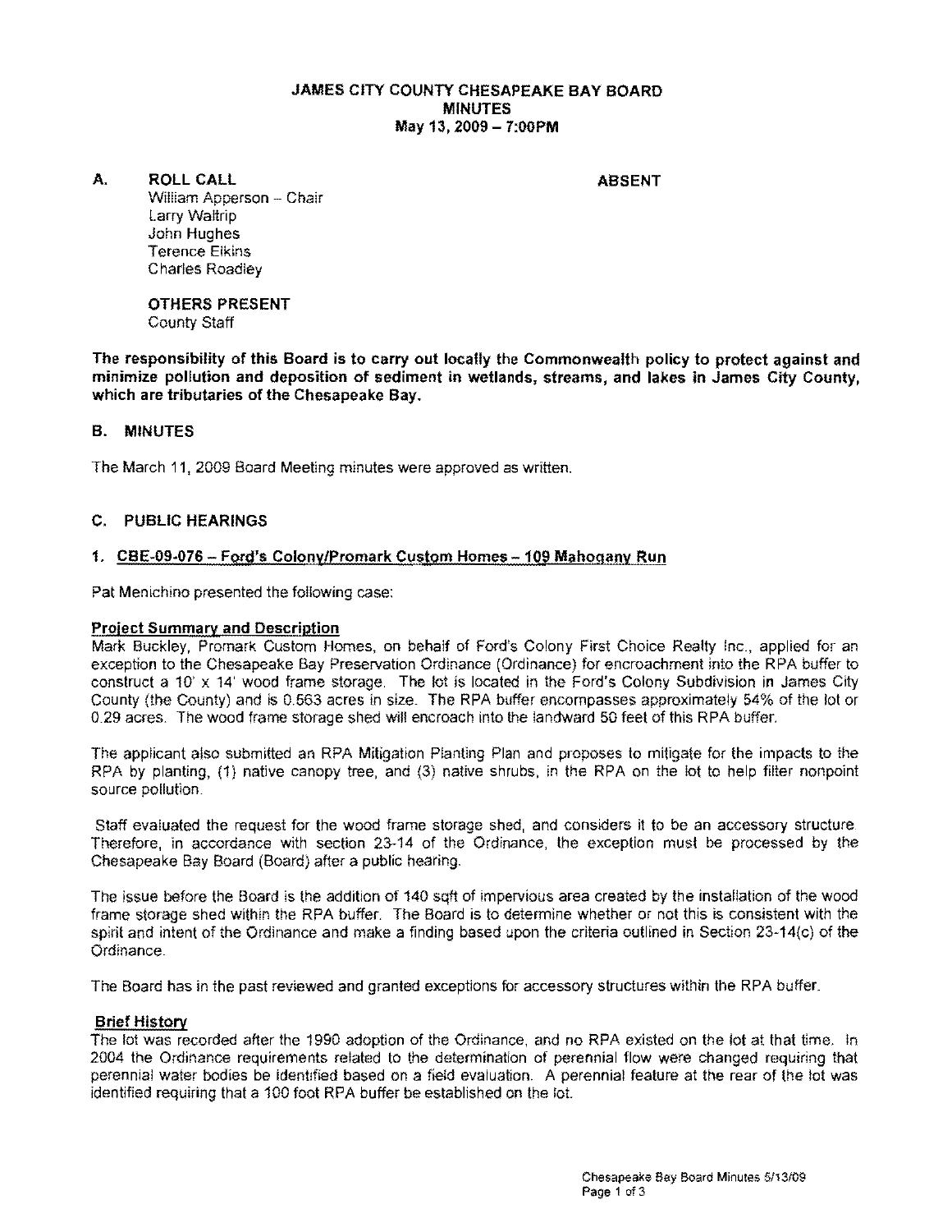# JAMES CITY COUNTY CHESAPEAKE BAY BOARD
## MINUTES
### May 13, 2009 – 7:00PM

**A. ROLL CALL** **ABSENT**

William Apperson – Chair
Larry Waltrip
John Hughes
Terence Elkins
Charles Roadley

**OTHERS PRESENT**
County Staff

**The responsibility of this Board is to carry out locally the Commonwealth policy to protect against and minimize pollution and deposition of sediment in wetlands, streams, and lakes in James City County, which are tributaries of the Chesapeake Bay.**

## B. MINUTES

The March 11, 2009 Board Meeting minutes were approved as written.

## C. PUBLIC HEARINGS

### 1. CBE-09-076 – Ford's Colony/Promark Custom Homes – 109 Mahogany Run

Pat Menichino presented the following case:

**Project Summary and Description**

Mark Buckley, Promark Custom Homes, on behalf of Ford's Colony First Choice Realty Inc., applied for an exception to the Chesapeake Bay Preservation Ordinance (Ordinance) for encroachment into the RPA buffer to construct a 10' x 14' wood frame storage. The lot is located in the Ford's Colony Subdivision in James City County (the County) and is 0.563 acres in size. The RPA buffer encompasses approximately 54% of the lot or 0.29 acres. The wood frame storage shed will encroach into the landward 50 feet of this RPA buffer.

The applicant also submitted an RPA Mitigation Planting Plan and proposes to mitigate for the impacts to the RPA by planting, (1) native canopy tree, and (3) native shrubs, in the RPA on the lot to help filter nonpoint source pollution.

Staff evaluated the request for the wood frame storage shed, and considers it to be an accessory structure. Therefore, in accordance with section 23-14 of the Ordinance, the exception must be processed by the Chesapeake Bay Board (Board) after a public hearing.

The issue before the Board is the addition of 140 sqft of impervious area created by the installation of the wood frame storage shed within the RPA buffer. The Board is to determine whether or not this is consistent with the spirit and intent of the Ordinance and make a finding based upon the criteria outlined in Section 23-14(c) of the Ordinance.

The Board has in the past reviewed and granted exceptions for accessory structures within the RPA buffer.

**Brief History**

The lot was recorded after the 1990 adoption of the Ordinance, and no RPA existed on the lot at that time. In 2004 the Ordinance requirements related to the determination of perennial flow were changed requiring that perennial water bodies be identified based on a field evaluation. A perennial feature at the rear of the lot was identified requiring that a 100 foot RPA buffer be established on the lot.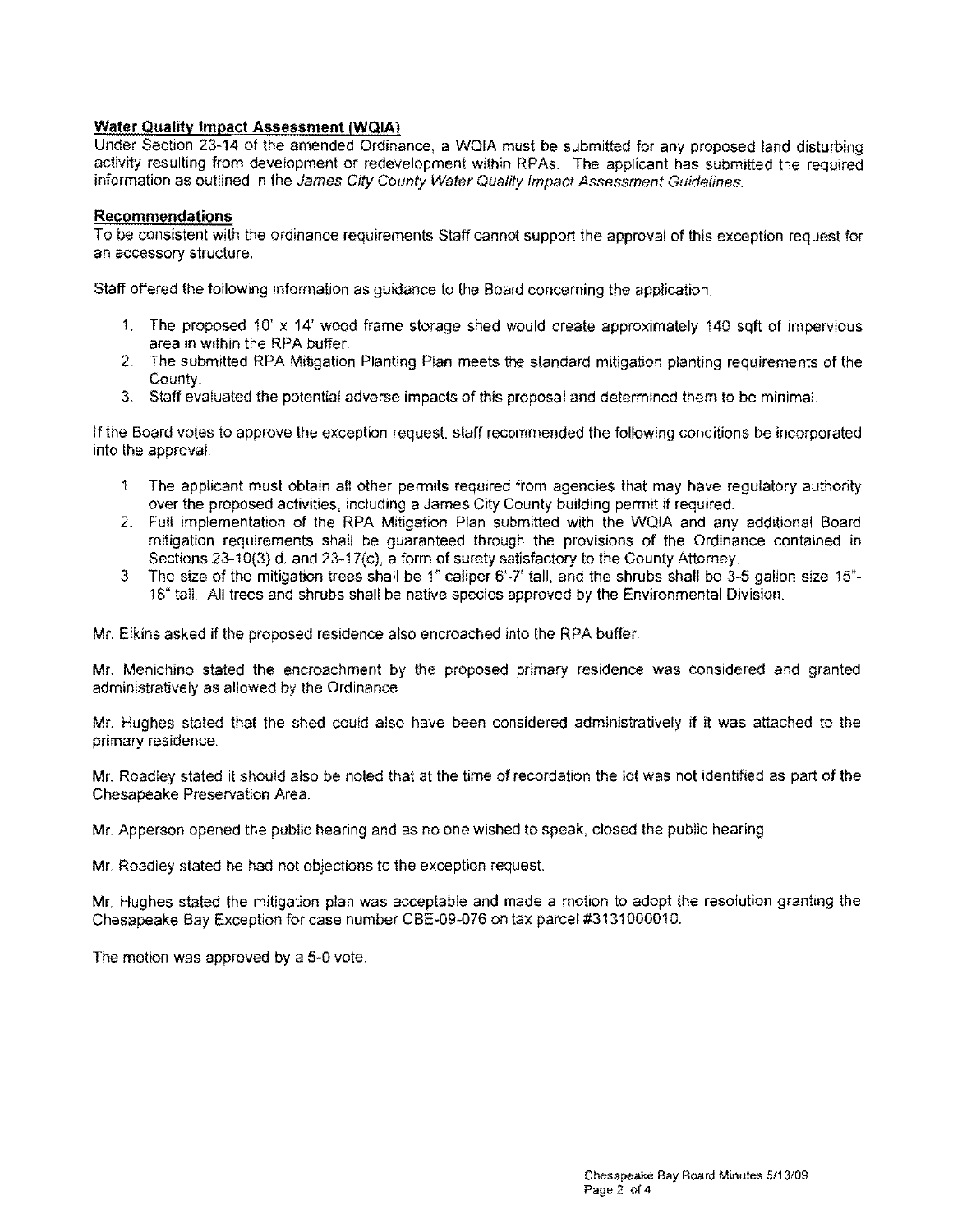**Water Quality Impact Assessment (WQIA)**

Under Section 23-14 of the amended Ordinance, a WQIA must be submitted for any proposed land disturbing activity resulting from development or redevelopment within RPAs. The applicant has submitted the required information as outlined in the *James City County Water Quality Impact Assessment Guidelines.*

**Recommendations**

To be consistent with the ordinance requirements Staff cannot support the approval of this exception request for an accessory structure.

Staff offered the following information as guidance to the Board concerning the application:

1. The proposed 10' x 14' wood frame storage shed would create approximately 140 sqft of impervious area in within the RPA buffer.
2. The submitted RPA Mitigation Planting Plan meets the standard mitigation planting requirements of the County.
3. Staff evaluated the potential adverse impacts of this proposal and determined them to be minimal.

If the Board votes to approve the exception request, staff recommended the following conditions be incorporated into the approval:

1. The applicant must obtain all other permits required from agencies that may have regulatory authority over the proposed activities, including a James City County building permit if required.
2. Full implementation of the RPA Mitigation Plan submitted with the WQIA and any additional Board mitigation requirements shall be guaranteed through the provisions of the Ordinance contained in Sections 23-10(3) d. and 23-17(c), a form of surety satisfactory to the County Attorney.
3. The size of the mitigation trees shall be 1" caliper 6'-7' tall, and the shrubs shall be 3-5 gallon size 15"-18" tall. All trees and shrubs shall be native species approved by the Environmental Division.

Mr. Elkins asked if the proposed residence also encroached into the RPA buffer.

Mr. Menichino stated the encroachment by the proposed primary residence was considered and granted administratively as allowed by the Ordinance.

Mr. Hughes stated that the shed could also have been considered administratively if it was attached to the primary residence.

Mr. Roadley stated it should also be noted that at the time of recordation the lot was not identified as part of the Chesapeake Preservation Area.

Mr. Apperson opened the public hearing and as no one wished to speak, closed the public hearing.

Mr. Roadley stated he had not objections to the exception request.

Mr. Hughes stated the mitigation plan was acceptable and made a motion to adopt the resolution granting the Chesapeake Bay Exception for case number CBE-09-076 on tax parcel #3131000010.

The motion was approved by a 5-0 vote.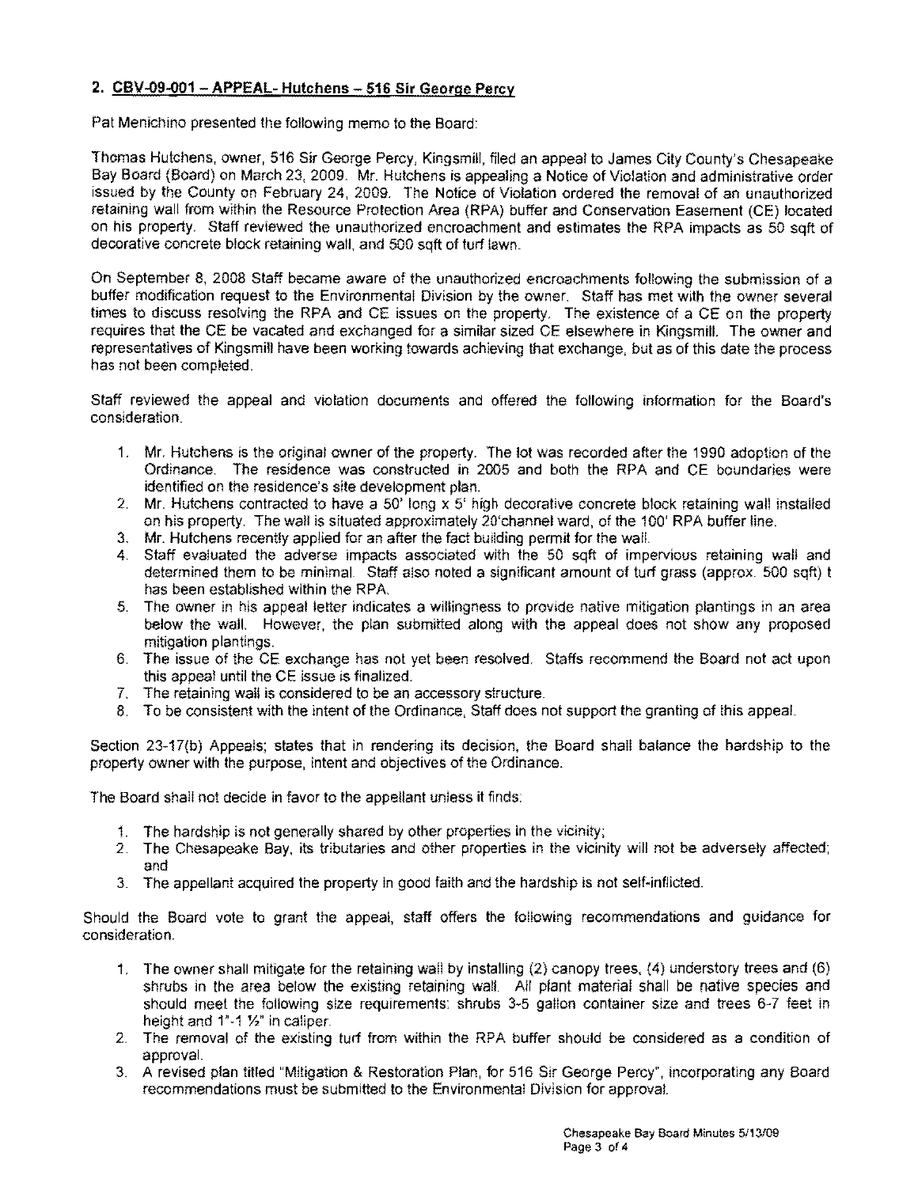## 2. CBV-09-001 – APPEAL- Hutchens – 516 Sir George Percy

Pat Menichino presented the following memo to the Board:

Thomas Hutchens, owner, 516 Sir George Percy, Kingsmill, filed an appeal to James City County's Chesapeake Bay Board (Board) on March 23, 2009. Mr. Hutchens is appealing a Notice of Violation and administrative order issued by the County on February 24, 2009. The Notice of Violation ordered the removal of an unauthorized retaining wall from within the Resource Protection Area (RPA) buffer and Conservation Easement (CE) located on his property. Staff reviewed the unauthorized encroachment and estimates the RPA impacts as 50 sqft of decorative concrete block retaining wall, and 500 sqft of turf lawn.

On September 8, 2008 Staff became aware of the unauthorized encroachments following the submission of a buffer modification request to the Environmental Division by the owner. Staff has met with the owner several times to discuss resolving the RPA and CE issues on the property. The existence of a CE on the property requires that the CE be vacated and exchanged for a similar sized CE elsewhere in Kingsmill. The owner and representatives of Kingsmill have been working towards achieving that exchange, but as of this date the process has not been completed.

Staff reviewed the appeal and violation documents and offered the following information for the Board's consideration.

1. Mr. Hutchens is the original owner of the property. The lot was recorded after the 1990 adoption of the Ordinance. The residence was constructed in 2005 and both the RPA and CE boundaries were identified on the residence's site development plan.
2. Mr. Hutchens contracted to have a 50' long x 5' high decorative concrete block retaining wall installed on his property. The wall is situated approximately 20'channel ward, of the 100' RPA buffer line.
3. Mr. Hutchens recently applied for an after the fact building permit for the wall.
4. Staff evaluated the adverse impacts associated with the 50 sqft of impervious retaining wall and determined them to be minimal. Staff also noted a significant amount of turf grass (approx. 500 sqft) t has been established within the RPA.
5. The owner in his appeal letter indicates a willingness to provide native mitigation plantings in an area below the wall. However, the plan submitted along with the appeal does not show any proposed mitigation plantings.
6. The issue of the CE exchange has not yet been resolved. Staffs recommend the Board not act upon this appeal until the CE issue is finalized.
7. The retaining wall is considered to be an accessory structure.
8. To be consistent with the intent of the Ordinance, Staff does not support the granting of this appeal.

Section 23-17(b) Appeals; states that in rendering its decision, the Board shall balance the hardship to the property owner with the purpose, intent and objectives of the Ordinance.

The Board shall not decide in favor to the appellant unless it finds:

1. The hardship is not generally shared by other properties in the vicinity;
2. The Chesapeake Bay, its tributaries and other properties in the vicinity will not be adversely affected; and
3. The appellant acquired the property in good faith and the hardship is not self-inflicted.

Should the Board vote to grant the appeal, staff offers the following recommendations and guidance for consideration.

1. The owner shall mitigate for the retaining wall by installing (2) canopy trees, (4) understory trees and (6) shrubs in the area below the existing retaining wall. All plant material shall be native species and should meet the following size requirements: shrubs 3-5 gallon container size and trees 6-7 feet in height and 1"-1 ½" in caliper.
2. The removal of the existing turf from within the RPA buffer should be considered as a condition of approval.
3. A revised plan titled "Mitigation & Restoration Plan, for 516 Sir George Percy", incorporating any Board recommendations must be submitted to the Environmental Division for approval.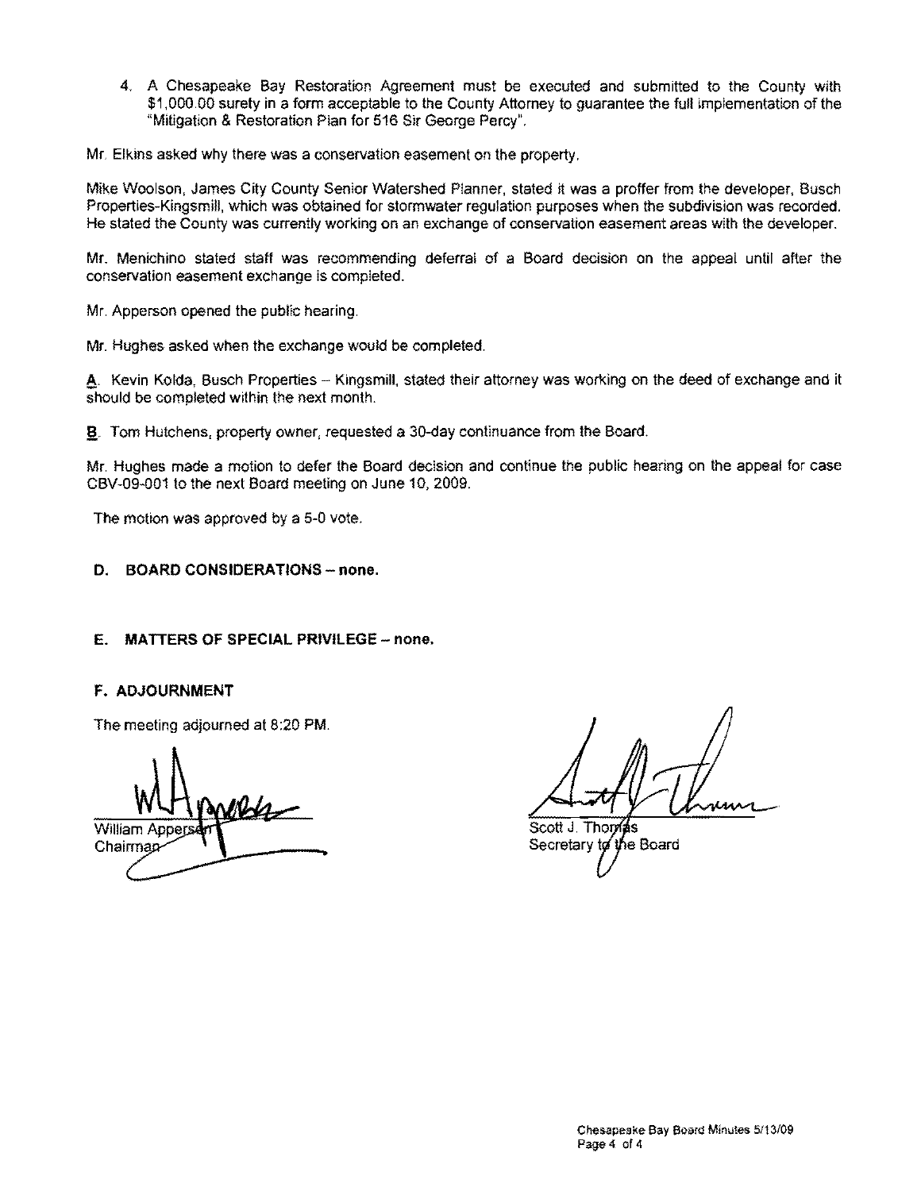4. A Chesapeake Bay Restoration Agreement must be executed and submitted to the County with $1,000.00 surety in a form acceptable to the County Attorney to guarantee the full implementation of the "Mitigation & Restoration Plan for 516 Sir George Percy".

Mr. Elkins asked why there was a conservation easement on the property.

Mike Woolson, James City County Senior Watershed Planner, stated it was a proffer from the developer, Busch Properties-Kingsmill, which was obtained for stormwater regulation purposes when the subdivision was recorded. He stated the County was currently working on an exchange of conservation easement areas with the developer.

Mr. Menichino stated staff was recommending deferral of a Board decision on the appeal until after the conservation easement exchange is completed.

Mr. Apperson opened the public hearing.

Mr. Hughes asked when the exchange would be completed.

A. Kevin Kolda, Busch Properties – Kingsmill, stated their attorney was working on the deed of exchange and it should be completed within the next month.

B. Tom Hutchens, property owner, requested a 30-day continuance from the Board.

Mr. Hughes made a motion to defer the Board decision and continue the public hearing on the appeal for case CBV-09-001 to the next Board meeting on June 10, 2009.

The motion was approved by a 5-0 vote.

## D. BOARD CONSIDERATIONS – none.

## E. MATTERS OF SPECIAL PRIVILEGE – none.

## F. ADJOURNMENT

The meeting adjourned at 8:20 PM.

William Apperson
Chairman

Scott J. Thomas
Secretary to the Board